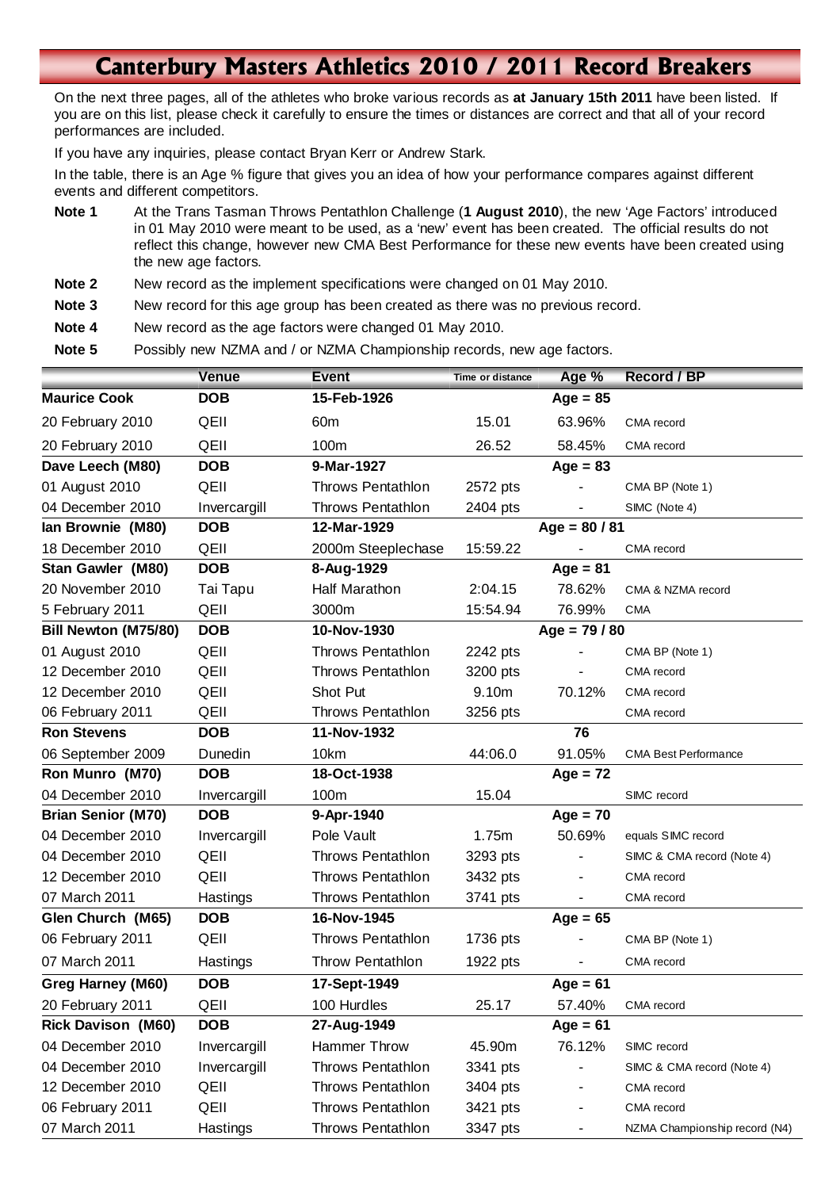# Canterbury Masters Athletics 2010 / 2011 Record Breakers

On the next three pages, all of the athletes who broke various records as **at January 15th 2011** have been listed. If you are on this list, please check it carefully to ensure the times or distances are correct and that all of your record performances are included.

If you have any inquiries, please contact Bryan Kerr or Andrew Stark.

In the table, there is an Age % figure that gives you an idea of how your performance compares against different events and different competitors.

**Note 1** At the Trans Tasman Throws Pentathlon Challenge (**1 August 2010**), the new 'Age Factors' introduced in 01 May 2010 were meant to be used, as a 'new' event has been created. The official results do not reflect this change, however new CMA Best Performance for these new events have been created using the new age factors.

**Note 2** New record as the implement specifications were changed on 01 May 2010.

**Note 3** New record for this age group has been created as there was no previous record.

**Note 4** New record as the age factors were changed 01 May 2010.

**Note 5** Possibly new NZMA and / or NZMA Championship records, new age factors.

| | Venue | Event | Time or distance | Age % | Record / BP |
|---|---|---|---|---|---|
| **Maurice Cook** | **DOB** | **15-Feb-1926** | | **Age = 85** | |
| 20 February 2010 | QEII | 60m | 15.01 | 63.96% | CMA record |
| 20 February 2010 | QEII | 100m | 26.52 | 58.45% | CMA record |
| **Dave Leech (M80)** | **DOB** | **9-Mar-1927** | | **Age = 83** | |
| 01 August 2010 | QEII | Throws Pentathlon | 2572 pts | - | CMA BP (Note 1) |
| 04 December 2010 | Invercargill | Throws Pentathlon | 2404 pts | - | SIMC (Note 4) |
| **Ian Brownie (M80)** | **DOB** | **12-Mar-1929** | | **Age = 80 / 81** | |
| 18 December 2010 | QEII | 2000m Steeplechase | 15:59.22 | - | CMA record |
| **Stan Gawler (M80)** | **DOB** | **8-Aug-1929** | | **Age = 81** | |
| 20 November 2010 | Tai Tapu | Half Marathon | 2:04.15 | 78.62% | CMA & NZMA record |
| 5 February 2011 | QEII | 3000m | 15:54.94 | 76.99% | CMA |
| **Bill Newton (M75/80)** | **DOB** | **10-Nov-1930** | | **Age = 79 / 80** | |
| 01 August 2010 | QEII | Throws Pentathlon | 2242 pts | - | CMA BP (Note 1) |
| 12 December 2010 | QEII | Throws Pentathlon | 3200 pts | - | CMA record |
| 12 December 2010 | QEII | Shot Put | 9.10m | 70.12% | CMA record |
| 06 February 2011 | QEII | Throws Pentathlon | 3256 pts | | CMA record |
| **Ron Stevens** | **DOB** | **11-Nov-1932** | | **76** | |
| 06 September 2009 | Dunedin | 10km | 44:06.0 | 91.05% | CMA Best Performance |
| **Ron Munro (M70)** | **DOB** | **18-Oct-1938** | | **Age = 72** | |
| 04 December 2010 | Invercargill | 100m | 15.04 | | SIMC record |
| **Brian Senior (M70)** | **DOB** | **9-Apr-1940** | | **Age = 70** | |
| 04 December 2010 | Invercargill | Pole Vault | 1.75m | 50.69% | equals SIMC record |
| 04 December 2010 | QEII | Throws Pentathlon | 3293 pts | - | SIMC & CMA record (Note 4) |
| 12 December 2010 | QEII | Throws Pentathlon | 3432 pts | - | CMA record |
| 07 March 2011 | Hastings | Throws Pentathlon | 3741 pts | - | CMA record |
| **Glen Church (M65)** | **DOB** | **16-Nov-1945** | | **Age = 65** | |
| 06 February 2011 | QEII | Throws Pentathlon | 1736 pts | - | CMA BP (Note 1) |
| 07 March 2011 | Hastings | Throw Pentathlon | 1922 pts | - | CMA record |
| **Greg Harney (M60)** | **DOB** | **17-Sept-1949** | | **Age = 61** | |
| 20 February 2011 | QEII | 100 Hurdles | 25.17 | 57.40% | CMA record |
| **Rick Davison (M60)** | **DOB** | **27-Aug-1949** | | **Age = 61** | |
| 04 December 2010 | Invercargill | Hammer Throw | 45.90m | 76.12% | SIMC record |
| 04 December 2010 | Invercargill | Throws Pentathlon | 3341 pts | - | SIMC & CMA record (Note 4) |
| 12 December 2010 | QEII | Throws Pentathlon | 3404 pts | - | CMA record |
| 06 February 2011 | QEII | Throws Pentathlon | 3421 pts | - | CMA record |
| 07 March 2011 | Hastings | Throws Pentathlon | 3347 pts | - | NZMA Championship record (N4) |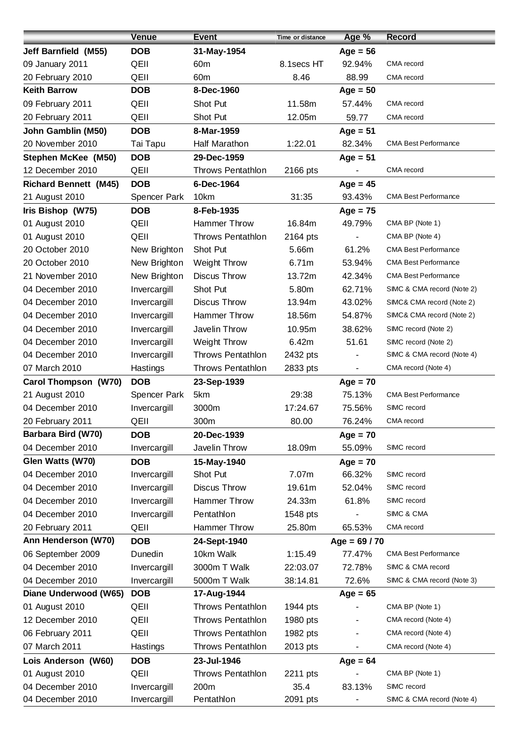| | Venue | Event | Time or distance | Age % | Record |
|---|---|---|---|---|---|
| **Jeff Barnfield (M55)** | **DOB** | **31-May-1954** | | **Age = 56** | |
| 09 January 2011 | QEII | 60m | 8.1secs HT | 92.94% | CMA record |
| 20 February 2010 | QEII | 60m | 8.46 | 88.99 | CMA record |
| **Keith Barrow** | **DOB** | **8-Dec-1960** | | **Age = 50** | |
| 09 February 2011 | QEII | Shot Put | 11.58m | 57.44% | CMA record |
| 20 February 2011 | QEII | Shot Put | 12.05m | 59.77 | CMA record |
| **John Gamblin (M50)** | **DOB** | **8-Mar-1959** | | **Age = 51** | |
| 20 November 2010 | Tai Tapu | Half Marathon | 1:22.01 | 82.34% | CMA Best Performance |
| **Stephen McKee (M50)** | **DOB** | **29-Dec-1959** | | **Age = 51** | |
| 12 December 2010 | QEII | Throws Pentathlon | 2166 pts | - | CMA record |
| **Richard Bennett (M45)** | **DOB** | **6-Dec-1964** | | **Age = 45** | |
| 21 August 2010 | Spencer Park | 10km | 31:35 | 93.43% | CMA Best Performance |
| **Iris Bishop (W75)** | **DOB** | **8-Feb-1935** | | **Age = 75** | |
| 01 August 2010 | QEII | Hammer Throw | 16.84m | 49.79% | CMA BP (Note 1) |
| 01 August 2010 | QEII | Throws Pentathlon | 2164 pts | - | CMA BP (Note 4) |
| 20 October 2010 | New Brighton | Shot Put | 5.66m | 61.2% | CMA Best Performance |
| 20 October 2010 | New Brighton | Weight Throw | 6.71m | 53.94% | CMA Best Performance |
| 21 November 2010 | New Brighton | Discus Throw | 13.72m | 42.34% | CMA Best Performance |
| 04 December 2010 | Invercargill | Shot Put | 5.80m | 62.71% | SIMC & CMA record (Note 2) |
| 04 December 2010 | Invercargill | Discus Throw | 13.94m | 43.02% | SIMC& CMA record (Note 2) |
| 04 December 2010 | Invercargill | Hammer Throw | 18.56m | 54.87% | SIMC& CMA record (Note 2) |
| 04 December 2010 | Invercargill | Javelin Throw | 10.95m | 38.62% | SIMC record (Note 2) |
| 04 December 2010 | Invercargill | Weight Throw | 6.42m | 51.61 | SIMC record (Note 2) |
| 04 December 2010 | Invercargill | Throws Pentathlon | 2432 pts | - | SIMC & CMA record (Note 4) |
| 07 March 2010 | Hastings | Throws Pentathlon | 2833 pts | - | CMA record (Note 4) |
| **Carol Thompson (W70)** | **DOB** | **23-Sep-1939** | | **Age = 70** | |
| 21 August 2010 | Spencer Park | 5km | 29:38 | 75.13% | CMA Best Performance |
| 04 December 2010 | Invercargill | 3000m | 17:24.67 | 75.56% | SIMC record |
| 20 February 2011 | QEII | 300m | 80.00 | 76.24% | CMA record |
| **Barbara Bird (W70)** | **DOB** | **20-Dec-1939** | | **Age = 70** | |
| 04 December 2010 | Invercargill | Javelin Throw | 18.09m | 55.09% | SIMC record |
| **Glen Watts (W70)** | **DOB** | **15-May-1940** | | **Age = 70** | |
| 04 December 2010 | Invercargill | Shot Put | 7.07m | 66.32% | SIMC record |
| 04 December 2010 | Invercargill | Discus Throw | 19.61m | 52.04% | SIMC record |
| 04 December 2010 | Invercargill | Hammer Throw | 24.33m | 61.8% | SIMC record |
| 04 December 2010 | Invercargill | Pentathlon | 1548 pts | - | SIMC & CMA |
| 20 February 2011 | QEII | Hammer Throw | 25.80m | 65.53% | CMA record |
| **Ann Henderson (W70)** | **DOB** | **24-Sept-1940** | | **Age = 69 / 70** | |
| 06 September 2009 | Dunedin | 10km Walk | 1:15.49 | 77.47% | CMA Best Performance |
| 04 December 2010 | Invercargill | 3000m T Walk | 22:03.07 | 72.78% | SIMC & CMA record |
| 04 December 2010 | Invercargill | 5000m T Walk | 38:14.81 | 72.6% | SIMC & CMA record (Note 3) |
| **Diane Underwood (W65)** | **DOB** | **17-Aug-1944** | | **Age = 65** | |
| 01 August 2010 | QEII | Throws Pentathlon | 1944 pts | - | CMA BP (Note 1) |
| 12 December 2010 | QEII | Throws Pentathlon | 1980 pts | - | CMA record (Note 4) |
| 06 February 2011 | QEII | Throws Pentathlon | 1982 pts | - | CMA record (Note 4) |
| 07 March 2011 | Hastings | Throws Pentathlon | 2013 pts | - | CMA record (Note 4) |
| **Lois Anderson (W60)** | **DOB** | **23-Jul-1946** | | **Age = 64** | |
| 01 August 2010 | QEII | Throws Pentathlon | 2211 pts | - | CMA BP (Note 1) |
| 04 December 2010 | Invercargill | 200m | 35.4 | 83.13% | SIMC record |
| 04 December 2010 | Invercargill | Pentathlon | 2091 pts | - | SIMC & CMA record (Note 4) |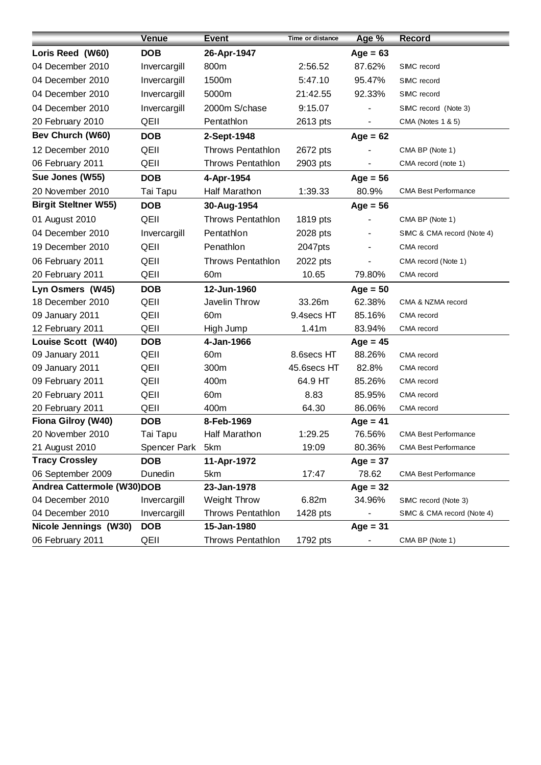| | Venue | Event | Time or distance | Age % | Record |
|---|---|---|---|---|---|
| **Loris Reed (W60)** | **DOB** | **26-Apr-1947** | | **Age = 63** | |
| 04 December 2010 | Invercargill | 800m | 2:56.52 | 87.62% | SIMC record |
| 04 December 2010 | Invercargill | 1500m | 5:47.10 | 95.47% | SIMC record |
| 04 December 2010 | Invercargill | 5000m | 21:42.55 | 92.33% | SIMC record |
| 04 December 2010 | Invercargill | 2000m S/chase | 9:15.07 | - | SIMC record (Note 3) |
| 20 February 2010 | QEII | Pentathlon | 2613 pts | - | CMA (Notes 1 & 5) |
| **Bev Church (W60)** | **DOB** | **2-Sept-1948** | | **Age = 62** | |
| 12 December 2010 | QEII | Throws Pentathlon | 2672 pts | - | CMA BP (Note 1) |
| 06 February 2011 | QEII | Throws Pentathlon | 2903 pts | - | CMA record (note 1) |
| **Sue Jones (W55)** | **DOB** | **4-Apr-1954** | | **Age = 56** | |
| 20 November 2010 | Tai Tapu | Half Marathon | 1:39.33 | 80.9% | CMA Best Performance |
| **Birgit Steltner W55)** | **DOB** | **30-Aug-1954** | | **Age = 56** | |
| 01 August 2010 | QEII | Throws Pentathlon | 1819 pts | - | CMA BP (Note 1) |
| 04 December 2010 | Invercargill | Pentathlon | 2028 pts | - | SIMC & CMA record (Note 4) |
| 19 December 2010 | QEII | Penathlon | 2047pts | - | CMA record |
| 06 February 2011 | QEII | Throws Pentathlon | 2022 pts | - | CMA record (Note 1) |
| 20 February 2011 | QEII | 60m | 10.65 | 79.80% | CMA record |
| **Lyn Osmers (W45)** | **DOB** | **12-Jun-1960** | | **Age = 50** | |
| 18 December 2010 | QEII | Javelin Throw | 33.26m | 62.38% | CMA & NZMA record |
| 09 January 2011 | QEII | 60m | 9.4secs HT | 85.16% | CMA record |
| 12 February 2011 | QEII | High Jump | 1.41m | 83.94% | CMA record |
| **Louise Scott (W40)** | **DOB** | **4-Jan-1966** | | **Age = 45** | |
| 09 January 2011 | QEII | 60m | 8.6secs HT | 88.26% | CMA record |
| 09 January 2011 | QEII | 300m | 45.6secs HT | 82.8% | CMA record |
| 09 February 2011 | QEII | 400m | 64.9 HT | 85.26% | CMA record |
| 20 February 2011 | QEII | 60m | 8.83 | 85.95% | CMA record |
| 20 February 2011 | QEII | 400m | 64.30 | 86.06% | CMA record |
| **Fiona Gilroy (W40)** | **DOB** | **8-Feb-1969** | | **Age = 41** | |
| 20 November 2010 | Tai Tapu | Half Marathon | 1:29.25 | 76.56% | CMA Best Performance |
| 21 August 2010 | Spencer Park | 5km | 19:09 | 80.36% | CMA Best Performance |
| **Tracy Crossley** | **DOB** | **11-Apr-1972** | | **Age = 37** | |
| 06 September 2009 | Dunedin | 5km | 17:47 | 78.62 | CMA Best Performance |
| **Andrea Cattermole (W30)** | **DOB** | **23-Jan-1978** | | **Age = 32** | |
| 04 December 2010 | Invercargill | Weight Throw | 6.82m | 34.96% | SIMC record (Note 3) |
| 04 December 2010 | Invercargill | Throws Pentathlon | 1428 pts | - | SIMC & CMA record (Note 4) |
| **Nicole Jennings (W30)** | **DOB** | **15-Jan-1980** | | **Age = 31** | |
| 06 February 2011 | QEII | Throws Pentathlon | 1792 pts | - | CMA BP (Note 1) |